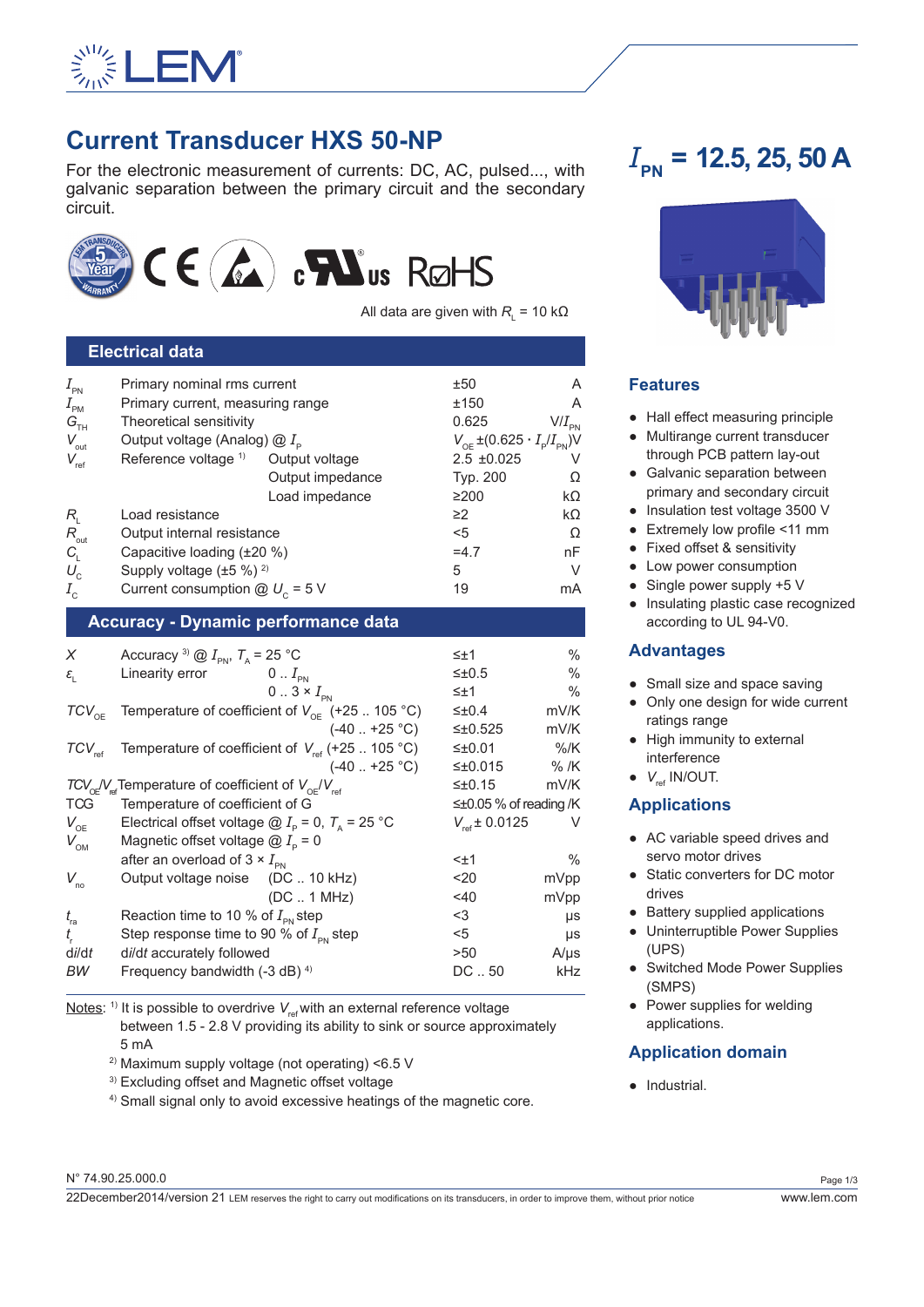# Current Transducer HXS 50-NP

For the electronic measurement of currents: DC, AC, pulsed..., with galvanic separation between the primary circuit and the secondary circuit.

$I_{PN}$ = 12.5, 25, 50 A

All data are given with $R_L$ = 10 kΩ

## Electrical data

| Symbol | Parameter | | Value | Unit |
|---|---|---|---|---|
| $I_{PN}$ | Primary nominal rms current | | ±50 | A |
| $I_{PM}$ | Primary current, measuring range | | ±150 | A |
| $G_{TH}$ | Theoretical sensitivity | | 0.625 | $V/I_{PN}$ |
| $V_{out}$ | Output voltage (Analog) @ $I_P$ | | $V_{OE} \pm (0.625 \cdot I_P/I_{PN})$ | V |
| $V_{ref}$ | Reference voltage [1] | Output voltage | 2.5 ±0.025 | V |
| | | Output impedance | Typ. 200 | Ω |
| | | Load impedance | ≥200 | kΩ |
| $R_L$ | Load resistance | | ≥2 | kΩ |
| $R_{out}$ | Output internal resistance | | <5 | Ω |
| $C_L$ | Capacitive loading (±20 %) | | =4.7 | nF |
| $U_C$ | Supply voltage (±5 %) [2] | | 5 | V |
| $I_C$ | Current consumption @ $U_C$ = 5 V | | 19 | mA |

## Accuracy - Dynamic performance data

| Symbol | Parameter | | Value | Unit |
|---|---|---|---|---|
| $X$ | Accuracy [3] @ $I_{PN}$, $T_A$ = 25 °C | | ≤±1 | % |
| $\varepsilon_L$ | Linearity error | 0 .. $I_{PN}$ | ≤±0.5 | % |
| | | 0 .. 3 × $I_{PN}$ | ≤±1 | % |
| $TCV_{OE}$ | Temperature of coefficient of $V_{OE}$ | (+25 .. 105 °C) | ≤±0.4 | mV/K |
| | | (-40 .. +25 °C) | ≤±0.525 | mV/K |
| $TCV_{ref}$ | Temperature of coefficient of $V_{ref}$ | (+25 .. 105 °C) | ≤±0.01 | %/K |
| | | (-40 .. +25 °C) | ≤±0.015 | % /K |
| $TCV_{OE}/V_{ref}$ | Temperature of coefficient of $V_{OE}/V_{ref}$ | | ≤±0.15 | mV/K |
| TCG | Temperature of coefficient of G | | ≤±0.05 % of reading | /K |
| $V_{OE}$ | Electrical offset voltage @ $I_P$ = 0, $T_A$ = 25 °C | | $V_{ref}$ ± 0.0125 | V |
| $V_{OM}$ | Magnetic offset voltage @ $I_P$ = 0 after an overload of 3 × $I_{PN}$ | | <±1 | % |
| $V_{no}$ | Output voltage noise | (DC .. 10 kHz) | <20 | mVpp |
| | | (DC .. 1 MHz) | <40 | mVpp |
| $t_{ra}$ | Reaction time to 10 % of $I_{PN}$ step | | <3 | µs |
| $t_r$ | Step response time to 90 % of $I_{PN}$ step | | <5 | µs |
| d$i$/d$t$ | d$i$/d$t$ accurately followed | | >50 | A/µs |
| $BW$ | Frequency bandwidth (-3 dB) [4] | | DC .. 50 | kHz |

Notes: [1] It is possible to overdrive $V_{ref}$ with an external reference voltage between 1.5 - 2.8 V providing its ability to sink or source approximately 5 mA

[2] Maximum supply voltage (not operating) <6.5 V

[3] Excluding offset and Magnetic offset voltage

[4] Small signal only to avoid excessive heatings of the magnetic core.

## Features

- Hall effect measuring principle
- Multirange current transducer through PCB pattern lay-out
- Galvanic separation between primary and secondary circuit
- Insulation test voltage 3500 V
- Extremely low profile <11 mm
- Fixed offset & sensitivity
- Low power consumption
- Single power supply +5 V
- Insulating plastic case recognized according to UL 94-V0.

## Advantages

- Small size and space saving
- Only one design for wide current ratings range
- High immunity to external interference
- $V_{ref}$ IN/OUT.

## Applications

- AC variable speed drives and servo motor drives
- Static converters for DC motor drives
- Battery supplied applications
- Uninterruptible Power Supplies (UPS)
- Switched Mode Power Supplies (SMPS)
- Power supplies for welding applications.

## Application domain

- Industrial.

N° 74.90.25.000.0

22December2014/version 21 LEM reserves the right to carry out modifications on its transducers, in order to improve them, without prior notice

www.lem.com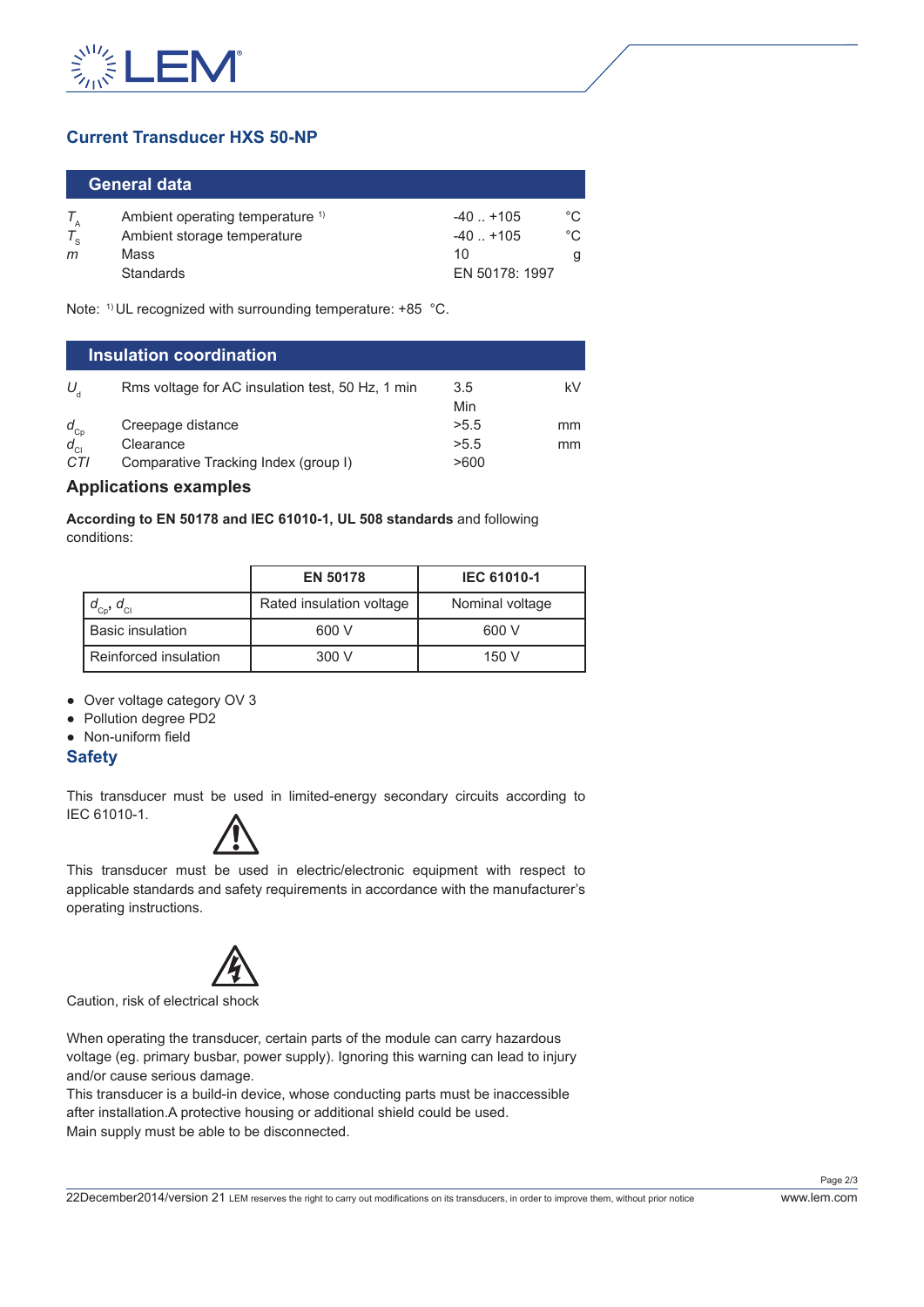## Current Transducer HXS 50-NP

### General data

| | | | |
|---|---|---|---|
| $T_A$ | Ambient operating temperature [1] | -40 .. +105 | °C |
| $T_S$ | Ambient storage temperature | -40 .. +105 | °C |
| $m$ | Mass | 10 | g |
| | Standards | EN 50178: 1997 | |

Note: [1] UL recognized with surrounding temperature: +85 °C.

### Insulation coordination

| | | | |
|---|---|---|---|
| $U_d$ | Rms voltage for AC insulation test, 50 Hz, 1 min | 3.5 | kV |
| | | Min | |
| $d_{Cp}$ | Creepage distance | >5.5 | mm |
| $d_{Cl}$ | Clearance | >5.5 | mm |
| *CTI* | Comparative Tracking Index (group I) | >600 | |

### Applications examples

**According to EN 50178 and IEC 61010-1, UL 508 standards** and following conditions:

| | EN 50178 | IEC 61010-1 |
|---|---|---|
| $d_{Cp}$, $d_{Cl}$ | Rated insulation voltage | Nominal voltage |
| Basic insulation | 600 V | 600 V |
| Reinforced insulation | 300 V | 150 V |

- Over voltage category OV 3
- Pollution degree PD2
- Non-uniform field

### Safety

This transducer must be used in limited-energy secondary circuits according to IEC 61010-1.

This transducer must be used in electric/electronic equipment with respect to applicable standards and safety requirements in accordance with the manufacturer's operating instructions.

Caution, risk of electrical shock

When operating the transducer, certain parts of the module can carry hazardous voltage (eg. primary busbar, power supply). Ignoring this warning can lead to injury and/or cause serious damage.
This transducer is a build-in device, whose conducting parts must be inaccessible after installation.A protective housing or additional shield could be used.
Main supply must be able to be disconnected.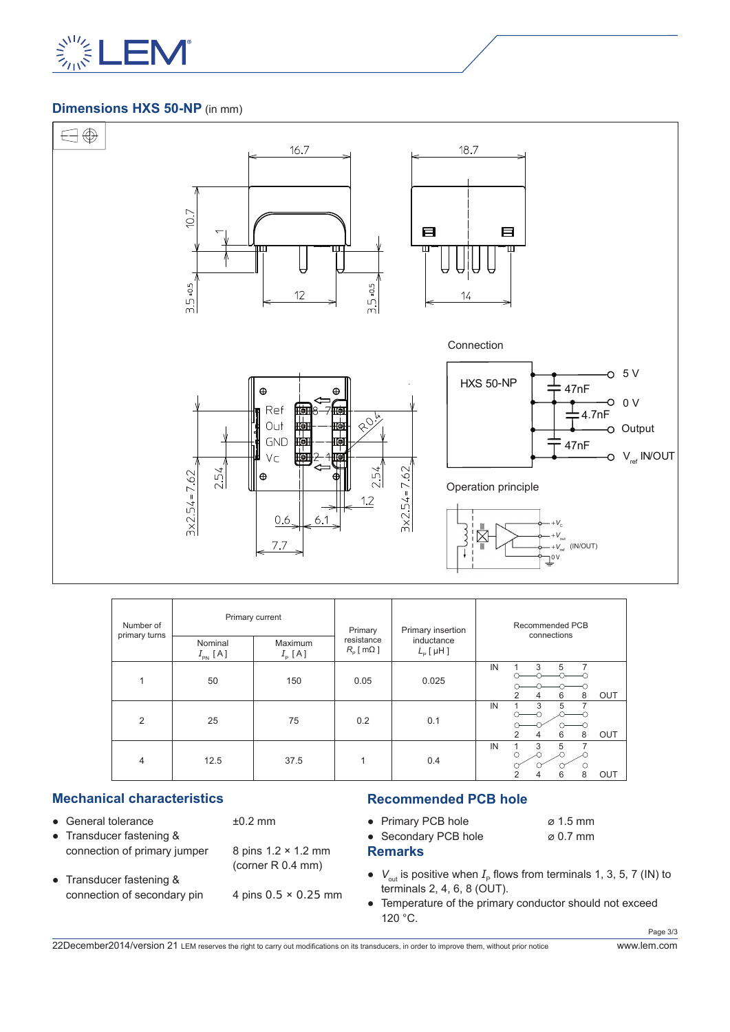## Dimensions HXS 50-NP (in mm)

16.7
18.7
10.7
1
3.5 ±0.5
12
3.5 ±0.5
14

Connection

HXS 50-NP
47nF
4.7nF
47nF
5 V
0 V
Output
$V_{ref}$ IN/OUT

Ref
Out
GND
Vc
8
7
2
1
R 0.4
3x2.54=7.62
2.54
2.54
1.2
3x2.54=7.62
0.6
6.1
7.7

Operation principle

$+V_C$
$+V_{out}$
$+V_{ref}$ (IN/OUT)
0 V

| Number of primary turns | Primary current | | Primary resistance $R_P$ [ mΩ ] | Primary insertion inductance $L_P$ [ µH ] | Recommended PCB connections |
|---|---|---|---|---|---|
| | Nominal $I_{PN}$ [ A ] | Maximum $I_P$ [ A ] | | | |
| 1 | 50 | 150 | 0.05 | 0.025 | IN 1 3 5 7 / 2 4 6 8 OUT |
| 2 | 25 | 75 | 0.2 | 0.1 | IN 1 3 5 7 / 2 4 6 8 OUT |
| 4 | 12.5 | 37.5 | 1 | 0.4 | IN 1 3 5 7 / 2 4 6 8 OUT |

## Mechanical characteristics

- General tolerance ±0.2 mm
- Transducer fastening & connection of primary jumper 8 pins 1.2 × 1.2 mm (corner R 0.4 mm)
- Transducer fastening & connection of secondary pin 4 pins 0.5 × 0.25 mm

## Recommended PCB hole

- Primary PCB hole ⌀ 1.5 mm
- Secondary PCB hole ⌀ 0.7 mm

## Remarks

- $V_{out}$ is positive when $I_P$ flows from terminals 1, 3, 5, 7 (IN) to terminals 2, 4, 6, 8 (OUT).
- Temperature of the primary conductor should not exceed 120 °C.

22December2014/version 21 LEM reserves the right to carry out modifications on its transducers, in order to improve them, without prior notice

www.lem.com